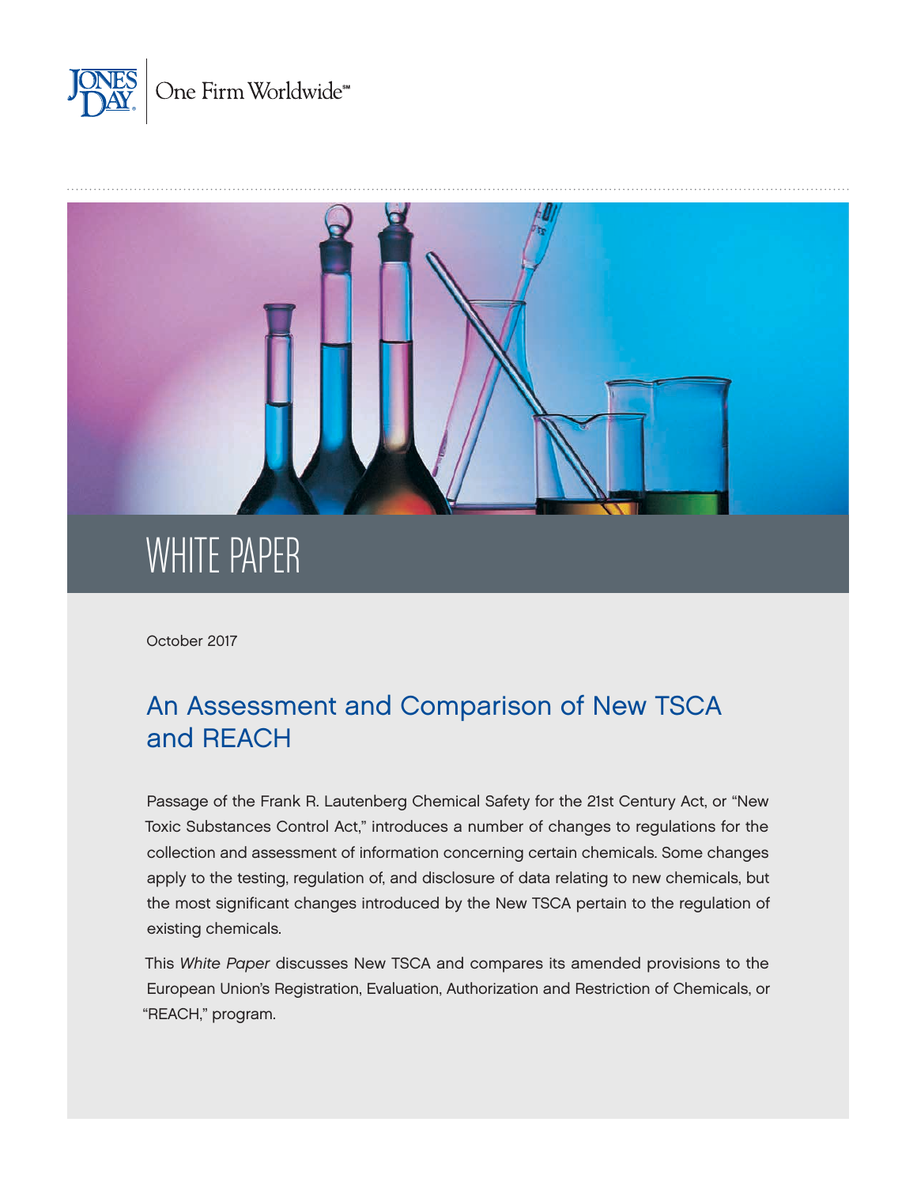JONES DAY | One Firm Worldwide℠

# WHITE PAPER

October 2017

## An Assessment and Comparison of New TSCA and REACH

Passage of the Frank R. Lautenberg Chemical Safety for the 21st Century Act, or "New Toxic Substances Control Act," introduces a number of changes to regulations for the collection and assessment of information concerning certain chemicals. Some changes apply to the testing, regulation of, and disclosure of data relating to new chemicals, but the most significant changes introduced by the New TSCA pertain to the regulation of existing chemicals.

This *White Paper* discusses New TSCA and compares its amended provisions to the European Union's Registration, Evaluation, Authorization and Restriction of Chemicals, or "REACH," program.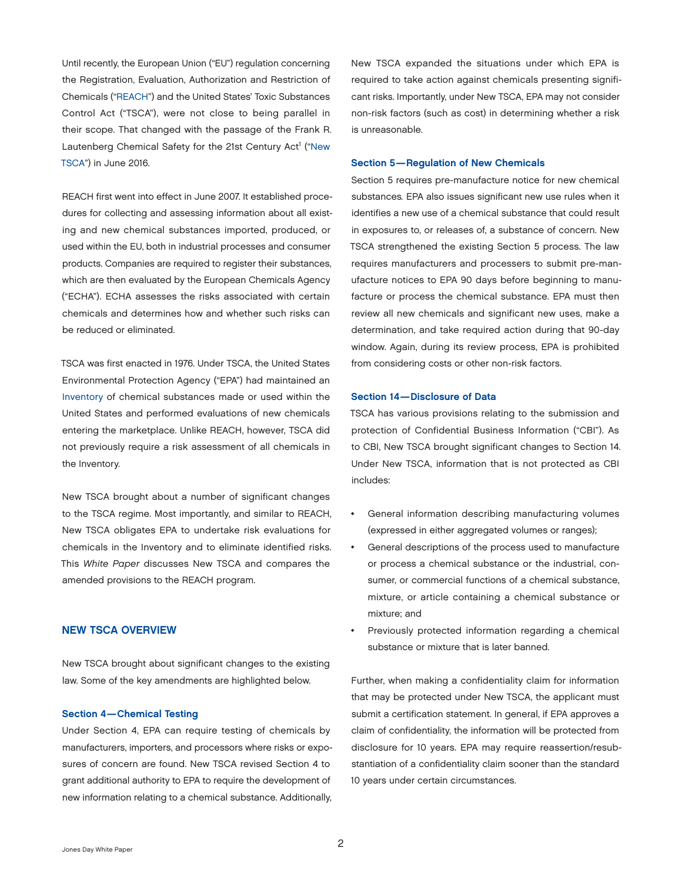Until recently, the European Union ("EU") regulation concerning the Registration, Evaluation, Authorization and Restriction of Chemicals ("REACH") and the United States' Toxic Substances Control Act ("TSCA"), were not close to being parallel in their scope. That changed with the passage of the Frank R. Lautenberg Chemical Safety for the 21st Century Act[1] ("New TSCA") in June 2016.

REACH first went into effect in June 2007. It established procedures for collecting and assessing information about all existing and new chemical substances imported, produced, or used within the EU, both in industrial processes and consumer products. Companies are required to register their substances, which are then evaluated by the European Chemicals Agency ("ECHA"). ECHA assesses the risks associated with certain chemicals and determines how and whether such risks can be reduced or eliminated.

TSCA was first enacted in 1976. Under TSCA, the United States Environmental Protection Agency ("EPA") had maintained an Inventory of chemical substances made or used within the United States and performed evaluations of new chemicals entering the marketplace. Unlike REACH, however, TSCA did not previously require a risk assessment of all chemicals in the Inventory.

New TSCA brought about a number of significant changes to the TSCA regime. Most importantly, and similar to REACH, New TSCA obligates EPA to undertake risk evaluations for chemicals in the Inventory and to eliminate identified risks. This *White Paper* discusses New TSCA and compares the amended provisions to the REACH program.

## NEW TSCA OVERVIEW

New TSCA brought about significant changes to the existing law. Some of the key amendments are highlighted below.

### Section 4—Chemical Testing

Under Section 4, EPA can require testing of chemicals by manufacturers, importers, and processors where risks or exposures of concern are found. New TSCA revised Section 4 to grant additional authority to EPA to require the development of new information relating to a chemical substance. Additionally, New TSCA expanded the situations under which EPA is required to take action against chemicals presenting significant risks. Importantly, under New TSCA, EPA may not consider non-risk factors (such as cost) in determining whether a risk is unreasonable.

### Section 5—Regulation of New Chemicals

Section 5 requires pre-manufacture notice for new chemical substances. EPA also issues significant new use rules when it identifies a new use of a chemical substance that could result in exposures to, or releases of, a substance of concern. New TSCA strengthened the existing Section 5 process. The law requires manufacturers and processers to submit pre-manufacture notices to EPA 90 days before beginning to manufacture or process the chemical substance. EPA must then review all new chemicals and significant new uses, make a determination, and take required action during that 90-day window. Again, during its review process, EPA is prohibited from considering costs or other non-risk factors.

### Section 14—Disclosure of Data

TSCA has various provisions relating to the submission and protection of Confidential Business Information ("CBI"). As to CBI, New TSCA brought significant changes to Section 14. Under New TSCA, information that is not protected as CBI includes:

- General information describing manufacturing volumes (expressed in either aggregated volumes or ranges);
- General descriptions of the process used to manufacture or process a chemical substance or the industrial, consumer, or commercial functions of a chemical substance, mixture, or article containing a chemical substance or mixture; and
- Previously protected information regarding a chemical substance or mixture that is later banned.

Further, when making a confidentiality claim for information that may be protected under New TSCA, the applicant must submit a certification statement. In general, if EPA approves a claim of confidentiality, the information will be protected from disclosure for 10 years. EPA may require reassertion/resubstantiation of a confidentiality claim sooner than the standard 10 years under certain circumstances.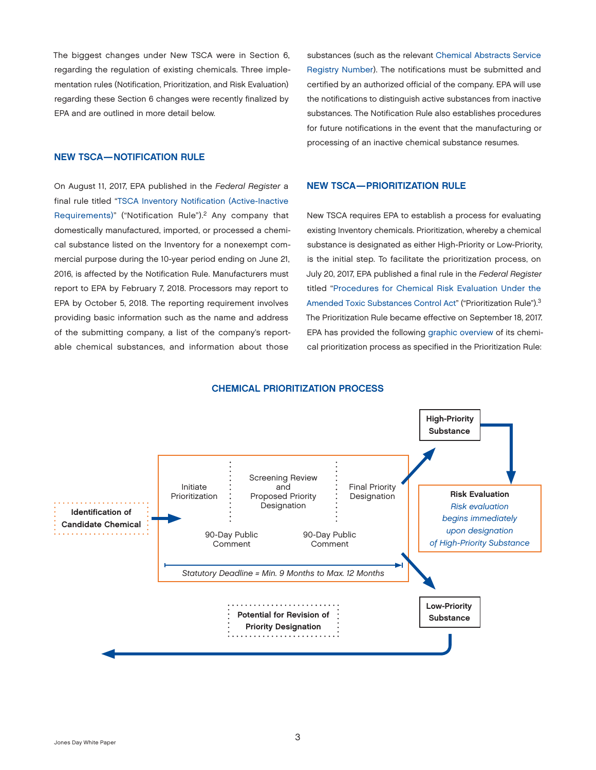The biggest changes under New TSCA were in Section 6, regarding the regulation of existing chemicals. Three implementation rules (Notification, Prioritization, and Risk Evaluation) regarding these Section 6 changes were recently finalized by EPA and are outlined in more detail below.

## NEW TSCA—NOTIFICATION RULE

On August 11, 2017, EPA published in the *Federal Register* a final rule titled "TSCA Inventory Notification (Active-Inactive Requirements)" ("Notification Rule").[2] Any company that domestically manufactured, imported, or processed a chemical substance listed on the Inventory for a nonexempt commercial purpose during the 10-year period ending on June 21, 2016, is affected by the Notification Rule. Manufacturers must report to EPA by February 7, 2018. Processors may report to EPA by October 5, 2018. The reporting requirement involves providing basic information such as the name and address of the submitting company, a list of the company's reportable chemical substances, and information about those substances (such as the relevant Chemical Abstracts Service Registry Number). The notifications must be submitted and certified by an authorized official of the company. EPA will use the notifications to distinguish active substances from inactive substances. The Notification Rule also establishes procedures for future notifications in the event that the manufacturing or processing of an inactive chemical substance resumes.

## NEW TSCA—PRIORITIZATION RULE

New TSCA requires EPA to establish a process for evaluating existing Inventory chemicals. Prioritization, whereby a chemical substance is designated as either High-Priority or Low-Priority, is the initial step. To facilitate the prioritization process, on July 20, 2017, EPA published a final rule in the *Federal Register* titled "Procedures for Chemical Risk Evaluation Under the Amended Toxic Substances Control Act" ("Prioritization Rule").[3] The Prioritization Rule became effective on September 18, 2017. EPA has provided the following graphic overview of its chemical prioritization process as specified in the Prioritization Rule:

### CHEMICAL PRIORITIZATION PROCESS

**Identification of Candidate Chemical** → Initiate Prioritization → Screening Review and Proposed Priority Designation → Final Priority Designation

90-Day Public Comment | 90-Day Public Comment

*Statutory Deadline = Min. 9 Months to Max. 12 Months*

→ **High-Priority Substance** → **Risk Evaluation** — *Risk evaluation begins immediately upon designation of High-Priority Substance*

→ **Low-Priority Substance** → **Potential for Revision of Priority Designation**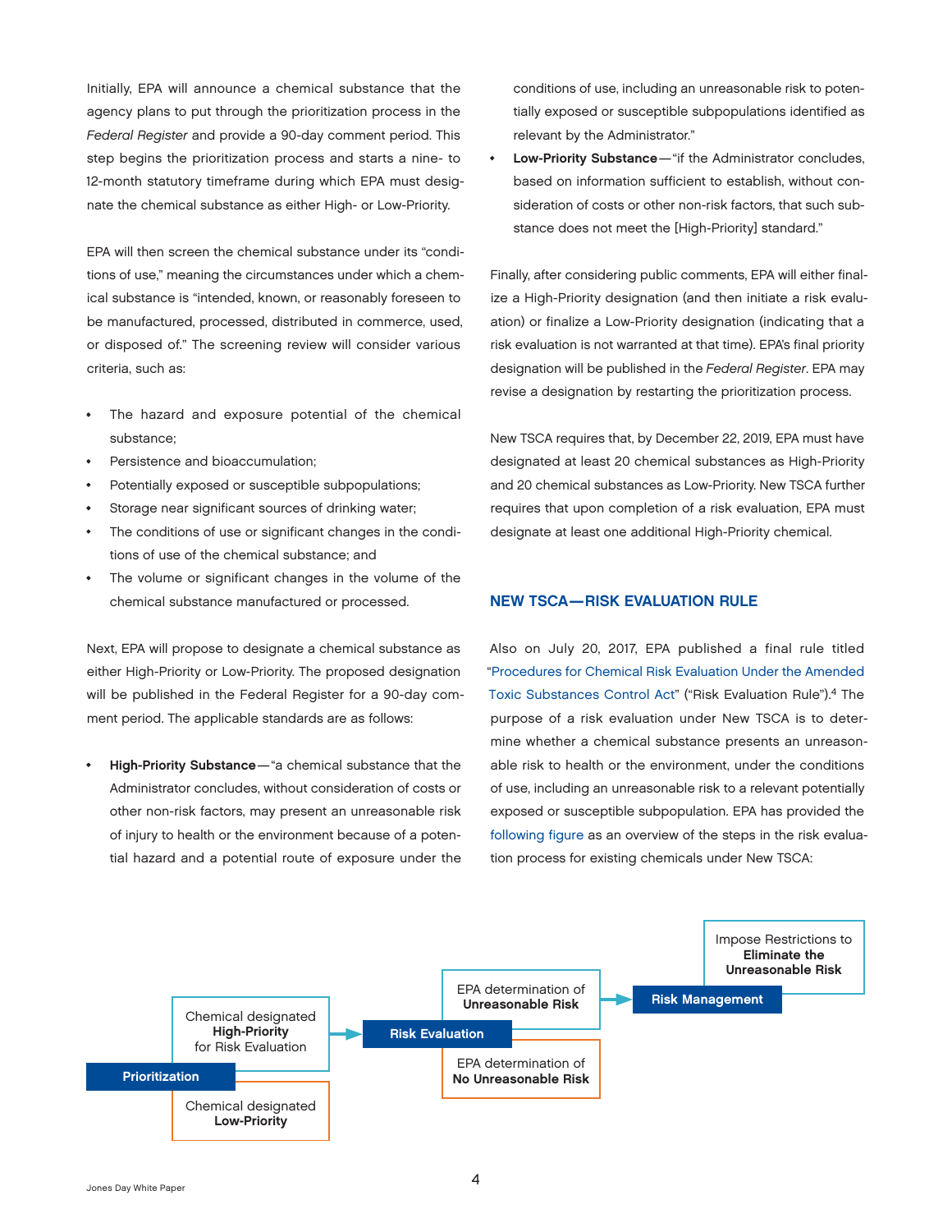Initially, EPA will announce a chemical substance that the agency plans to put through the prioritization process in the *Federal Register* and provide a 90-day comment period. This step begins the prioritization process and starts a nine- to 12-month statutory timeframe during which EPA must designate the chemical substance as either High- or Low-Priority.

EPA will then screen the chemical substance under its "conditions of use," meaning the circumstances under which a chemical substance is "intended, known, or reasonably foreseen to be manufactured, processed, distributed in commerce, used, or disposed of." The screening review will consider various criteria, such as:

- The hazard and exposure potential of the chemical substance;
- Persistence and bioaccumulation;
- Potentially exposed or susceptible subpopulations;
- Storage near significant sources of drinking water;
- The conditions of use or significant changes in the conditions of use of the chemical substance; and
- The volume or significant changes in the volume of the chemical substance manufactured or processed.

Next, EPA will propose to designate a chemical substance as either High-Priority or Low-Priority. The proposed designation will be published in the Federal Register for a 90-day comment period. The applicable standards are as follows:

- **High-Priority Substance**—"a chemical substance that the Administrator concludes, without consideration of costs or other non-risk factors, may present an unreasonable risk of injury to health or the environment because of a potential hazard and a potential route of exposure under the conditions of use, including an unreasonable risk to potentially exposed or susceptible subpopulations identified as relevant by the Administrator."
- **Low-Priority Substance**—"if the Administrator concludes, based on information sufficient to establish, without consideration of costs or other non-risk factors, that such substance does not meet the [High-Priority] standard."

Finally, after considering public comments, EPA will either finalize a High-Priority designation (and then initiate a risk evaluation) or finalize a Low-Priority designation (indicating that a risk evaluation is not warranted at that time). EPA's final priority designation will be published in the *Federal Register*. EPA may revise a designation by restarting the prioritization process.

New TSCA requires that, by December 22, 2019, EPA must have designated at least 20 chemical substances as High-Priority and 20 chemical substances as Low-Priority. New TSCA further requires that upon completion of a risk evaluation, EPA must designate at least one additional High-Priority chemical.

## NEW TSCA—RISK EVALUATION RULE

Also on July 20, 2017, EPA published a final rule titled "Procedures for Chemical Risk Evaluation Under the Amended Toxic Substances Control Act" ("Risk Evaluation Rule").[4] The purpose of a risk evaluation under New TSCA is to determine whether a chemical substance presents an unreasonable risk to health or the environment, under the conditions of use, including an unreasonable risk to a relevant potentially exposed or susceptible subpopulation. EPA has provided the following figure as an overview of the steps in the risk evaluation process for existing chemicals under New TSCA:

**Prioritization**
- Chemical designated **High-Priority** for Risk Evaluation → **Risk Evaluation**
- Chemical designated **Low-Priority**

**Risk Evaluation**
- EPA determination of **Unreasonable Risk** → **Risk Management** → Impose Restrictions to **Eliminate the Unreasonable Risk**
- EPA determination of **No Unreasonable Risk**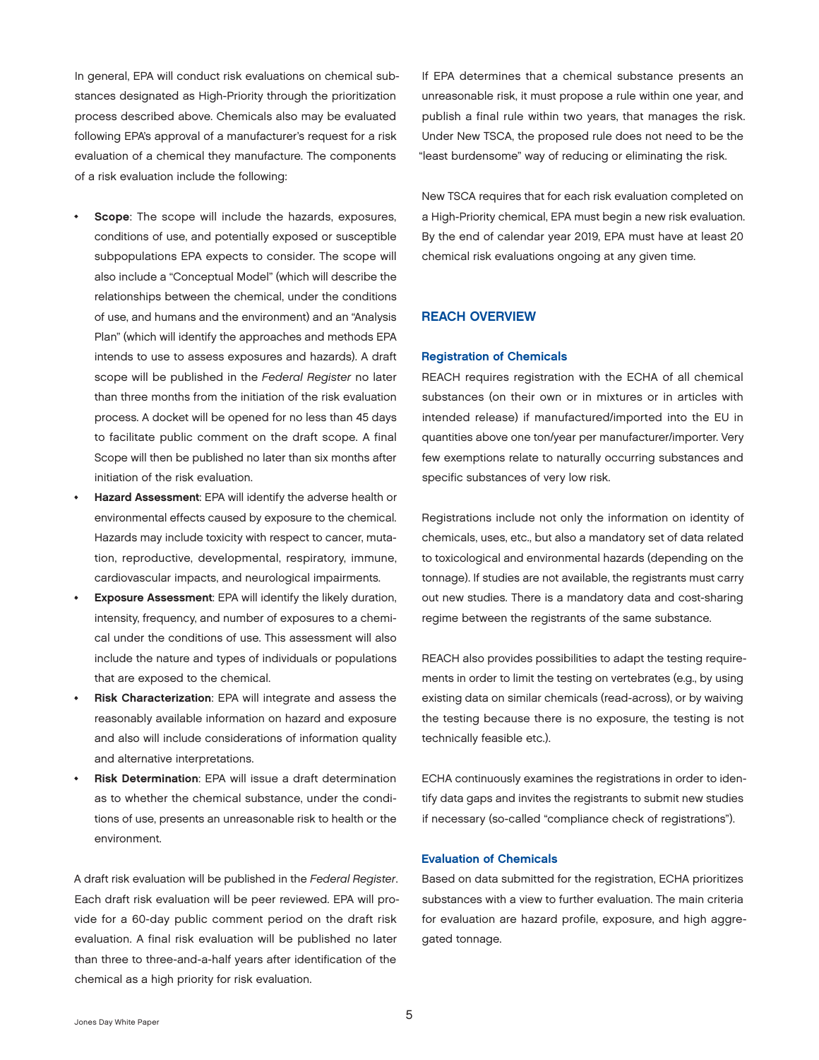In general, EPA will conduct risk evaluations on chemical substances designated as High-Priority through the prioritization process described above. Chemicals also may be evaluated following EPA's approval of a manufacturer's request for a risk evaluation of a chemical they manufacture. The components of a risk evaluation include the following:

- **Scope**: The scope will include the hazards, exposures, conditions of use, and potentially exposed or susceptible subpopulations EPA expects to consider. The scope will also include a "Conceptual Model" (which will describe the relationships between the chemical, under the conditions of use, and humans and the environment) and an "Analysis Plan" (which will identify the approaches and methods EPA intends to use to assess exposures and hazards). A draft scope will be published in the *Federal Register* no later than three months from the initiation of the risk evaluation process. A docket will be opened for no less than 45 days to facilitate public comment on the draft scope. A final Scope will then be published no later than six months after initiation of the risk evaluation.
- **Hazard Assessment**: EPA will identify the adverse health or environmental effects caused by exposure to the chemical. Hazards may include toxicity with respect to cancer, mutation, reproductive, developmental, respiratory, immune, cardiovascular impacts, and neurological impairments.
- **Exposure Assessment**: EPA will identify the likely duration, intensity, frequency, and number of exposures to a chemical under the conditions of use. This assessment will also include the nature and types of individuals or populations that are exposed to the chemical.
- **Risk Characterization**: EPA will integrate and assess the reasonably available information on hazard and exposure and also will include considerations of information quality and alternative interpretations.
- **Risk Determination**: EPA will issue a draft determination as to whether the chemical substance, under the conditions of use, presents an unreasonable risk to health or the environment.

A draft risk evaluation will be published in the *Federal Register*. Each draft risk evaluation will be peer reviewed. EPA will provide for a 60-day public comment period on the draft risk evaluation. A final risk evaluation will be published no later than three to three-and-a-half years after identification of the chemical as a high priority for risk evaluation.

If EPA determines that a chemical substance presents an unreasonable risk, it must propose a rule within one year, and publish a final rule within two years, that manages the risk. Under New TSCA, the proposed rule does not need to be the "least burdensome" way of reducing or eliminating the risk.

New TSCA requires that for each risk evaluation completed on a High-Priority chemical, EPA must begin a new risk evaluation. By the end of calendar year 2019, EPA must have at least 20 chemical risk evaluations ongoing at any given time.

## REACH OVERVIEW

### Registration of Chemicals

REACH requires registration with the ECHA of all chemical substances (on their own or in mixtures or in articles with intended release) if manufactured/imported into the EU in quantities above one ton/year per manufacturer/importer. Very few exemptions relate to naturally occurring substances and specific substances of very low risk.

Registrations include not only the information on identity of chemicals, uses, etc., but also a mandatory set of data related to toxicological and environmental hazards (depending on the tonnage). If studies are not available, the registrants must carry out new studies. There is a mandatory data and cost-sharing regime between the registrants of the same substance.

REACH also provides possibilities to adapt the testing requirements in order to limit the testing on vertebrates (e.g., by using existing data on similar chemicals (read-across), or by waiving the testing because there is no exposure, the testing is not technically feasible etc.).

ECHA continuously examines the registrations in order to identify data gaps and invites the registrants to submit new studies if necessary (so-called "compliance check of registrations").

### Evaluation of Chemicals

Based on data submitted for the registration, ECHA prioritizes substances with a view to further evaluation. The main criteria for evaluation are hazard profile, exposure, and high aggregated tonnage.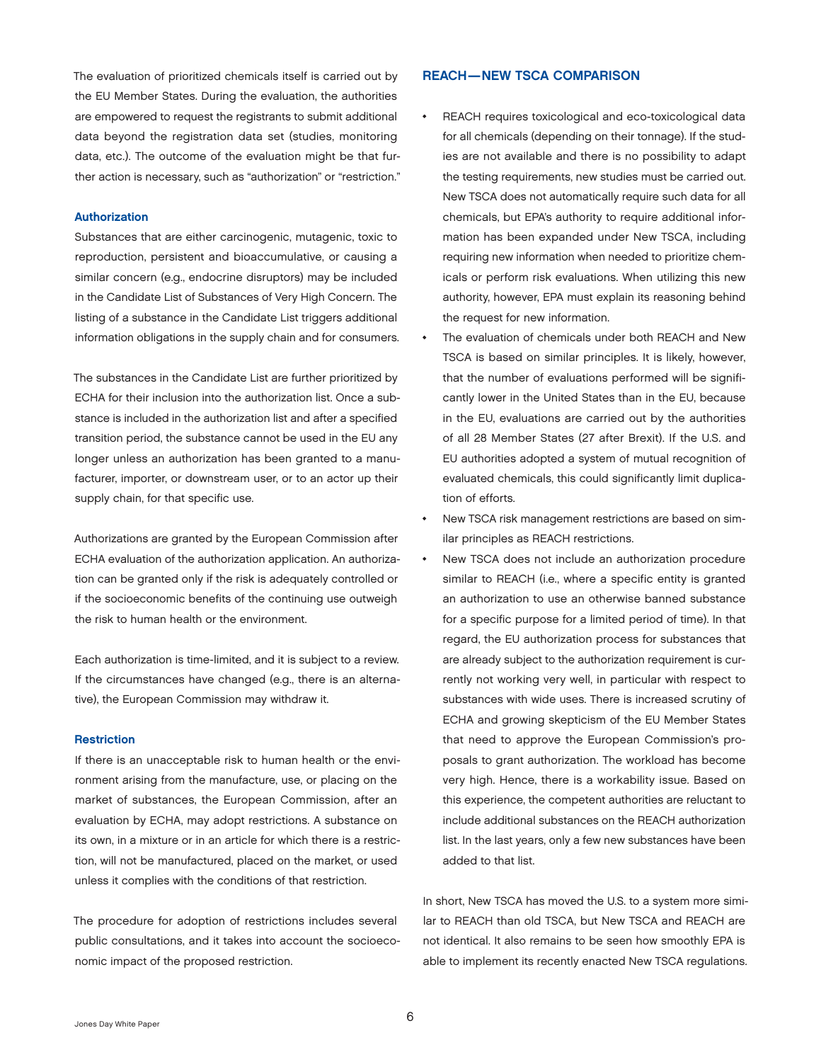The evaluation of prioritized chemicals itself is carried out by the EU Member States. During the evaluation, the authorities are empowered to request the registrants to submit additional data beyond the registration data set (studies, monitoring data, etc.). The outcome of the evaluation might be that further action is necessary, such as "authorization" or "restriction."

### Authorization

Substances that are either carcinogenic, mutagenic, toxic to reproduction, persistent and bioaccumulative, or causing a similar concern (e.g., endocrine disruptors) may be included in the Candidate List of Substances of Very High Concern. The listing of a substance in the Candidate List triggers additional information obligations in the supply chain and for consumers.

The substances in the Candidate List are further prioritized by ECHA for their inclusion into the authorization list. Once a substance is included in the authorization list and after a specified transition period, the substance cannot be used in the EU any longer unless an authorization has been granted to a manufacturer, importer, or downstream user, or to an actor up their supply chain, for that specific use.

Authorizations are granted by the European Commission after ECHA evaluation of the authorization application. An authorization can be granted only if the risk is adequately controlled or if the socioeconomic benefits of the continuing use outweigh the risk to human health or the environment.

Each authorization is time-limited, and it is subject to a review. If the circumstances have changed (e.g., there is an alternative), the European Commission may withdraw it.

### Restriction

If there is an unacceptable risk to human health or the environment arising from the manufacture, use, or placing on the market of substances, the European Commission, after an evaluation by ECHA, may adopt restrictions. A substance on its own, in a mixture or in an article for which there is a restriction, will not be manufactured, placed on the market, or used unless it complies with the conditions of that restriction.

The procedure for adoption of restrictions includes several public consultations, and it takes into account the socioeconomic impact of the proposed restriction.

## REACH—NEW TSCA COMPARISON

- REACH requires toxicological and eco-toxicological data for all chemicals (depending on their tonnage). If the studies are not available and there is no possibility to adapt the testing requirements, new studies must be carried out. New TSCA does not automatically require such data for all chemicals, but EPA's authority to require additional information has been expanded under New TSCA, including requiring new information when needed to prioritize chemicals or perform risk evaluations. When utilizing this new authority, however, EPA must explain its reasoning behind the request for new information.
- The evaluation of chemicals under both REACH and New TSCA is based on similar principles. It is likely, however, that the number of evaluations performed will be significantly lower in the United States than in the EU, because in the EU, evaluations are carried out by the authorities of all 28 Member States (27 after Brexit). If the U.S. and EU authorities adopted a system of mutual recognition of evaluated chemicals, this could significantly limit duplication of efforts.
- New TSCA risk management restrictions are based on similar principles as REACH restrictions.
- New TSCA does not include an authorization procedure similar to REACH (i.e., where a specific entity is granted an authorization to use an otherwise banned substance for a specific purpose for a limited period of time). In that regard, the EU authorization process for substances that are already subject to the authorization requirement is currently not working very well, in particular with respect to substances with wide uses. There is increased scrutiny of ECHA and growing skepticism of the EU Member States that need to approve the European Commission's proposals to grant authorization. The workload has become very high. Hence, there is a workability issue. Based on this experience, the competent authorities are reluctant to include additional substances on the REACH authorization list. In the last years, only a few new substances have been added to that list.

In short, New TSCA has moved the U.S. to a system more similar to REACH than old TSCA, but New TSCA and REACH are not identical. It also remains to be seen how smoothly EPA is able to implement its recently enacted New TSCA regulations.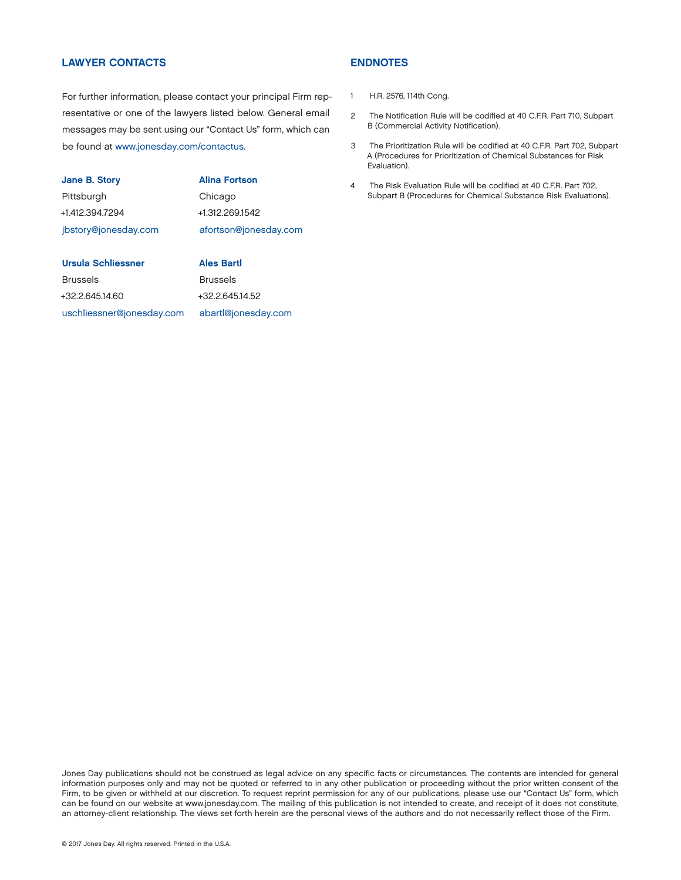## LAWYER CONTACTS

For further information, please contact your principal Firm representative or one of the lawyers listed below. General email messages may be sent using our "Contact Us" form, which can be found at www.jonesday.com/contactus.

**Jane B. Story**
Pittsburgh
+1.412.394.7294
jbstory@jonesday.com

**Alina Fortson**
Chicago
+1.312.269.1542
afortson@jonesday.com

**Ursula Schliessner**
Brussels
+32.2.645.14.60
uschliessner@jonesday.com

**Ales Bartl**
Brussels
+32.2.645.14.52
abartl@jonesday.com

## ENDNOTES

1. H.R. 2576, 114th Cong.
2. The Notification Rule will be codified at 40 C.F.R. Part 710, Subpart B (Commercial Activity Notification).
3. The Prioritization Rule will be codified at 40 C.F.R. Part 702, Subpart A (Procedures for Prioritization of Chemical Substances for Risk Evaluation).
4. The Risk Evaluation Rule will be codified at 40 C.F.R. Part 702, Subpart B (Procedures for Chemical Substance Risk Evaluations).

Jones Day publications should not be construed as legal advice on any specific facts or circumstances. The contents are intended for general information purposes only and may not be quoted or referred to in any other publication or proceeding without the prior written consent of the Firm, to be given or withheld at our discretion. To request reprint permission for any of our publications, please use our "Contact Us" form, which can be found on our website at www.jonesday.com. The mailing of this publication is not intended to create, and receipt of it does not constitute, an attorney-client relationship. The views set forth herein are the personal views of the authors and do not necessarily reflect those of the Firm.

© 2017 Jones Day. All rights reserved. Printed in the U.S.A.